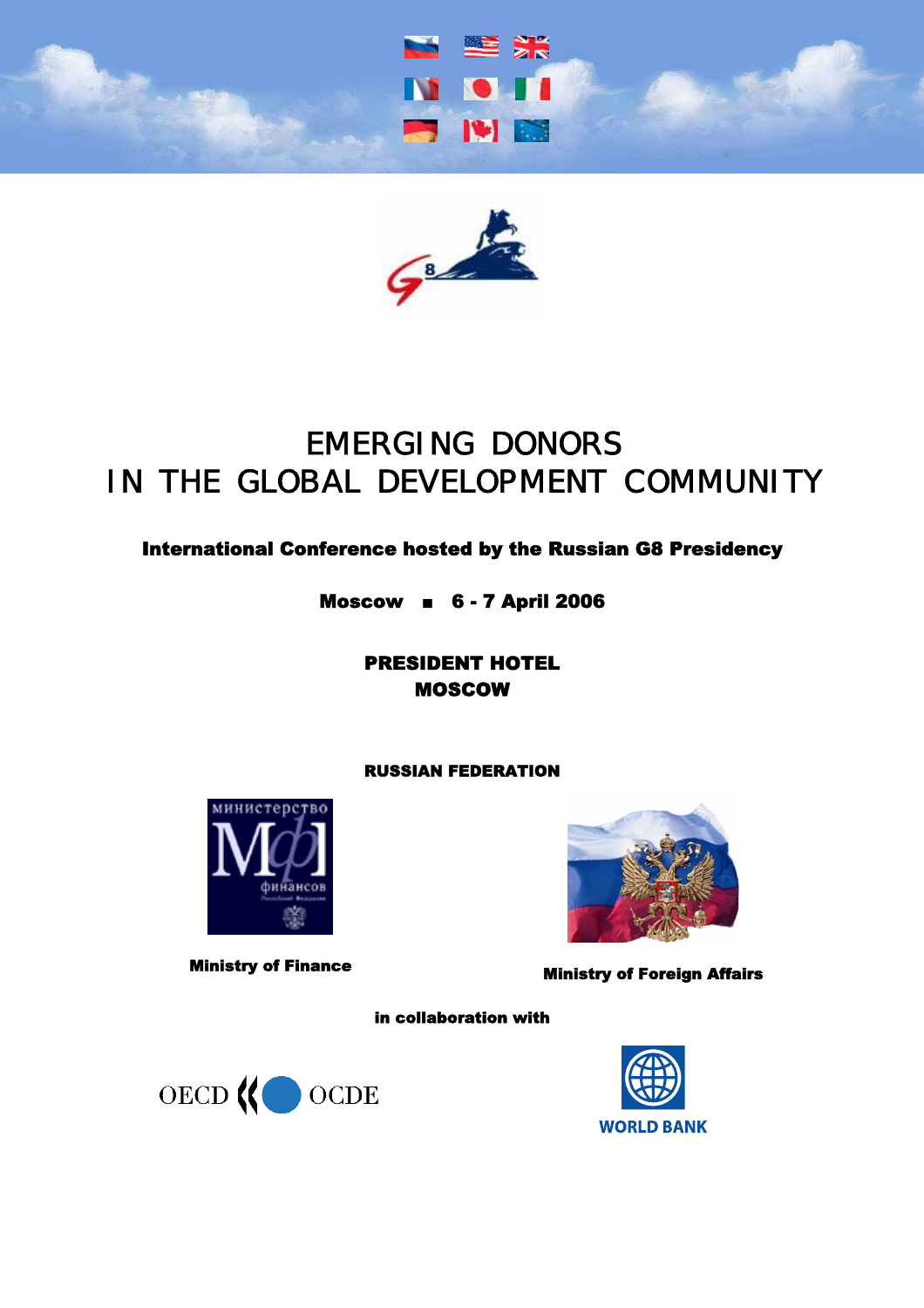# EMERGING DONORS IN THE GLOBAL DEVELOPMENT COMMUNITY

**International Conference hosted by the Russian G8 Presidency**

**Moscow ■ 6 - 7 April 2006**

**PRESIDENT HOTEL**
**MOSCOW**

**RUSSIAN FEDERATION**

**Ministry of Finance**

**Ministry of Foreign Affairs**

**in collaboration with**

OECD OCDE

WORLD BANK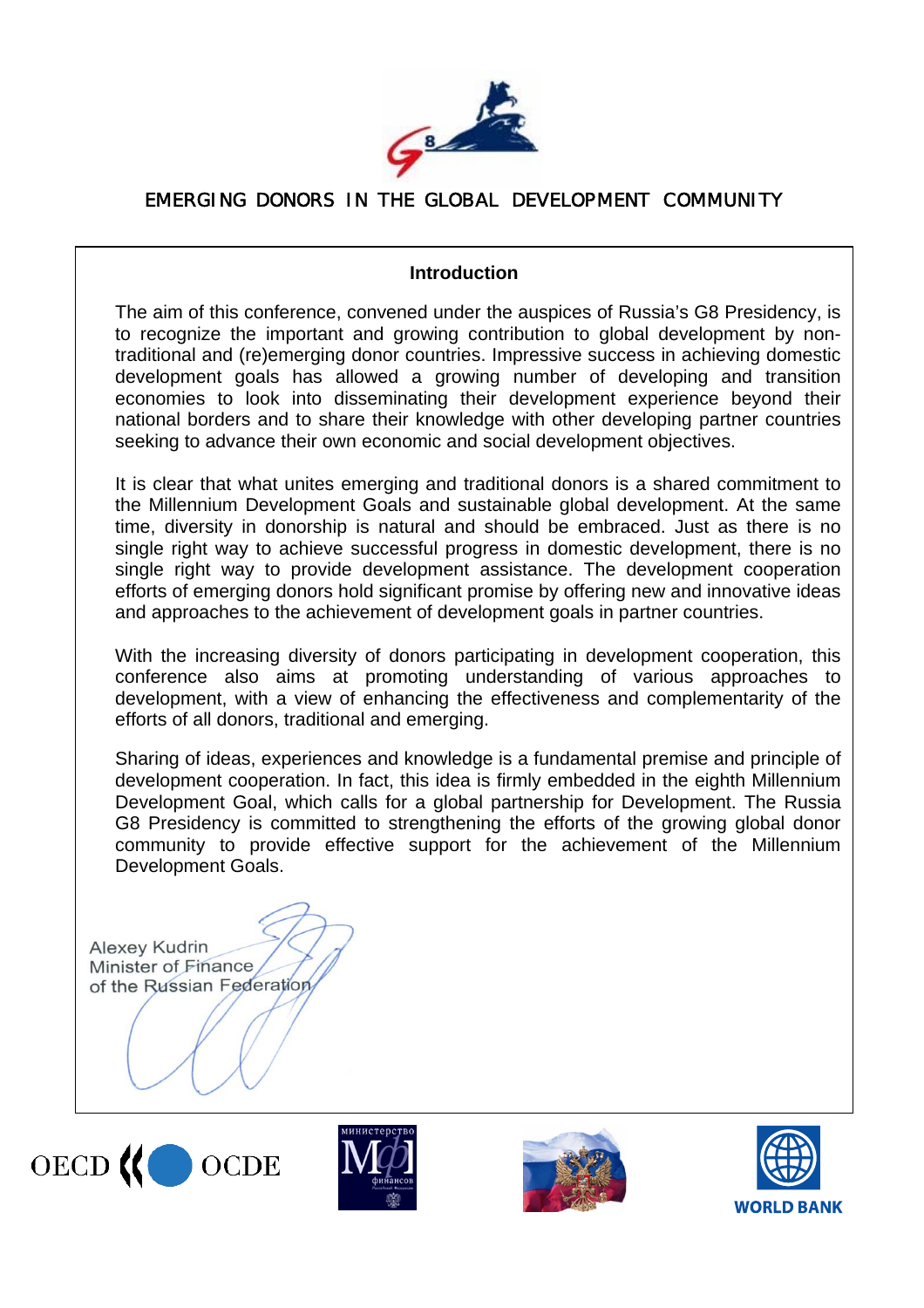# EMERGING DONORS IN THE GLOBAL DEVELOPMENT COMMUNITY

## Introduction

The aim of this conference, convened under the auspices of Russia's G8 Presidency, is to recognize the important and growing contribution to global development by non-traditional and (re)emerging donor countries. Impressive success in achieving domestic development goals has allowed a growing number of developing and transition economies to look into disseminating their development experience beyond their national borders and to share their knowledge with other developing partner countries seeking to advance their own economic and social development objectives.

It is clear that what unites emerging and traditional donors is a shared commitment to the Millennium Development Goals and sustainable global development. At the same time, diversity in donorship is natural and should be embraced. Just as there is no single right way to achieve successful progress in domestic development, there is no single right way to provide development assistance. The development cooperation efforts of emerging donors hold significant promise by offering new and innovative ideas and approaches to the achievement of development goals in partner countries.

With the increasing diversity of donors participating in development cooperation, this conference also aims at promoting understanding of various approaches to development, with a view of enhancing the effectiveness and complementarity of the efforts of all donors, traditional and emerging.

Sharing of ideas, experiences and knowledge is a fundamental premise and principle of development cooperation. In fact, this idea is firmly embedded in the eighth Millennium Development Goal, which calls for a global partnership for Development. The Russia G8 Presidency is committed to strengthening the efforts of the growing global donor community to provide effective support for the achievement of the Millennium Development Goals.

Alexey Kudrin
Minister of Finance
of the Russian Federation

OECD OCDE

министерство финансов

WORLD BANK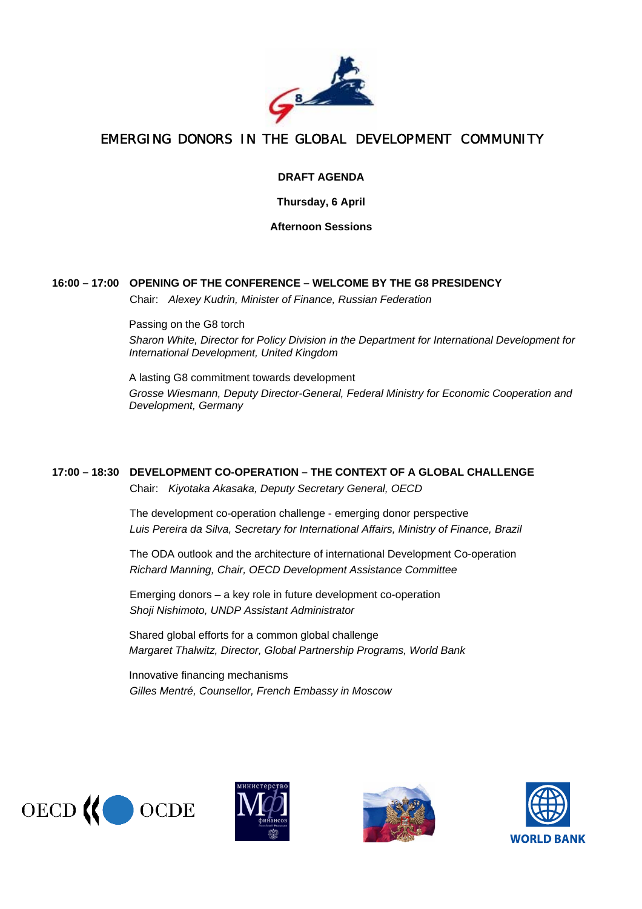# EMERGING DONORS IN THE GLOBAL DEVELOPMENT COMMUNITY

**DRAFT AGENDA**

**Thursday, 6 April**

**Afternoon Sessions**

**16:00 – 17:00 OPENING OF THE CONFERENCE – WELCOME BY THE G8 PRESIDENCY**

Chair: *Alexey Kudrin, Minister of Finance, Russian Federation*

Passing on the G8 torch
*Sharon White, Director for Policy Division in the Department for International Development for International Development, United Kingdom*

A lasting G8 commitment towards development
*Grosse Wiesmann, Deputy Director-General, Federal Ministry for Economic Cooperation and Development, Germany*

**17:00 – 18:30 DEVELOPMENT CO-OPERATION – THE CONTEXT OF A GLOBAL CHALLENGE**

Chair: *Kiyotaka Akasaka, Deputy Secretary General, OECD*

The development co-operation challenge - emerging donor perspective
*Luis Pereira da Silva, Secretary for International Affairs, Ministry of Finance, Brazil*

The ODA outlook and the architecture of international Development Co-operation
*Richard Manning, Chair, OECD Development Assistance Committee*

Emerging donors – a key role in future development co-operation
*Shoji Nishimoto, UNDP Assistant Administrator*

Shared global efforts for a common global challenge
*Margaret Thalwitz, Director, Global Partnership Programs, World Bank*

Innovative financing mechanisms
*Gilles Mentré, Counsellor, French Embassy in Moscow*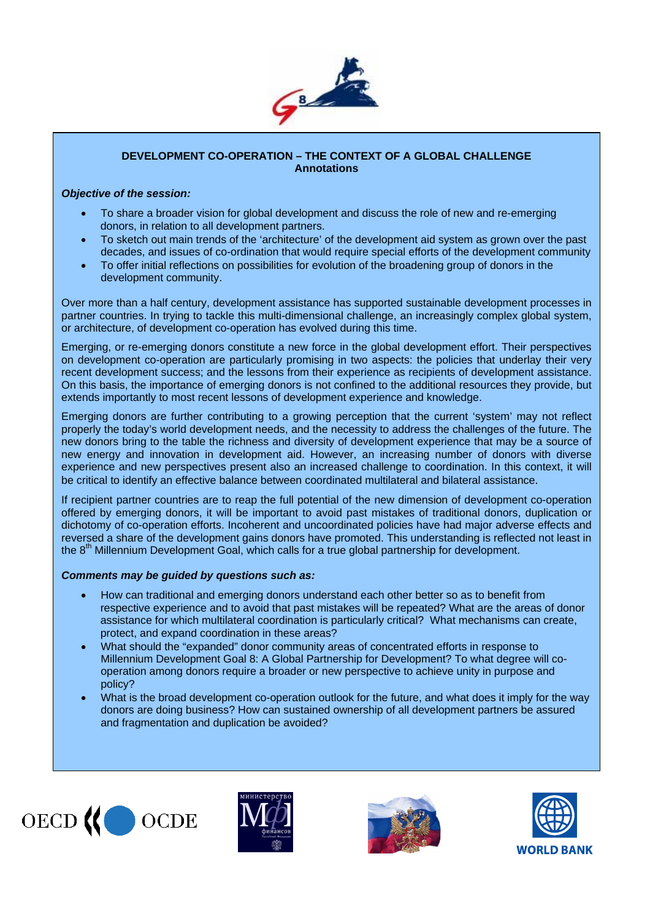**DEVELOPMENT CO-OPERATION – THE CONTEXT OF A GLOBAL CHALLENGE**
**Annotations**

***Objective of the session:***

- To share a broader vision for global development and discuss the role of new and re-emerging donors, in relation to all development partners.
- To sketch out main trends of the 'architecture' of the development aid system as grown over the past decades, and issues of co-ordination that would require special efforts of the development community
- To offer initial reflections on possibilities for evolution of the broadening group of donors in the development community.

Over more than a half century, development assistance has supported sustainable development processes in partner countries. In trying to tackle this multi-dimensional challenge, an increasingly complex global system, or architecture, of development co-operation has evolved during this time.

Emerging, or re-emerging donors constitute a new force in the global development effort. Their perspectives on development co-operation are particularly promising in two aspects: the policies that underlay their very recent development success; and the lessons from their experience as recipients of development assistance. On this basis, the importance of emerging donors is not confined to the additional resources they provide, but extends importantly to most recent lessons of development experience and knowledge.

Emerging donors are further contributing to a growing perception that the current 'system' may not reflect properly the today's world development needs, and the necessity to address the challenges of the future. The new donors bring to the table the richness and diversity of development experience that may be a source of new energy and innovation in development aid. However, an increasing number of donors with diverse experience and new perspectives present also an increased challenge to coordination. In this context, it will be critical to identify an effective balance between coordinated multilateral and bilateral assistance.

If recipient partner countries are to reap the full potential of the new dimension of development co-operation offered by emerging donors, it will be important to avoid past mistakes of traditional donors, duplication or dichotomy of co-operation efforts. Incoherent and uncoordinated policies have had major adverse effects and reversed a share of the development gains donors have promoted. This understanding is reflected not least in the 8th Millennium Development Goal, which calls for a true global partnership for development.

***Comments may be guided by questions such as:***

- How can traditional and emerging donors understand each other better so as to benefit from respective experience and to avoid that past mistakes will be repeated? What are the areas of donor assistance for which multilateral coordination is particularly critical? What mechanisms can create, protect, and expand coordination in these areas?
- What should the "expanded" donor community areas of concentrated efforts in response to Millennium Development Goal 8: A Global Partnership for Development? To what degree will co-operation among donors require a broader or new perspective to achieve unity in purpose and policy?
- What is the broad development co-operation outlook for the future, and what does it imply for the way donors are doing business? How can sustained ownership of all development partners be assured and fragmentation and duplication be avoided?

OECD OCDE

министерство финансов

WORLD BANK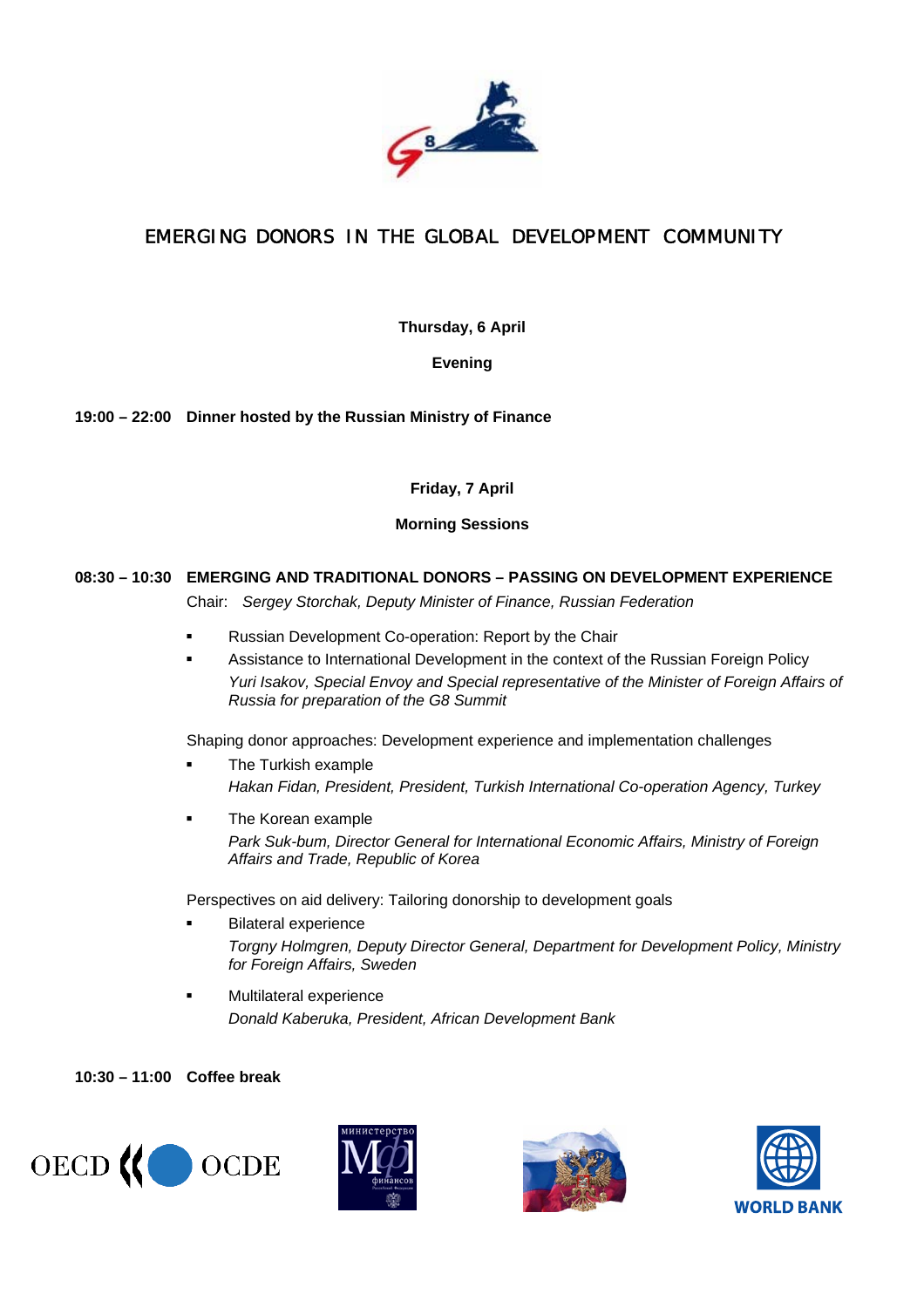# EMERGING DONORS IN THE GLOBAL DEVELOPMENT COMMUNITY

**Thursday, 6 April**

**Evening**

**19:00 – 22:00 Dinner hosted by the Russian Ministry of Finance**

**Friday, 7 April**

**Morning Sessions**

**08:30 – 10:30 EMERGING AND TRADITIONAL DONORS – PASSING ON DEVELOPMENT EXPERIENCE**

Chair: *Sergey Storchak, Deputy Minister of Finance, Russian Federation*

- Russian Development Co-operation: Report by the Chair
- Assistance to International Development in the context of the Russian Foreign Policy
  *Yuri Isakov, Special Envoy and Special representative of the Minister of Foreign Affairs of Russia for preparation of the G8 Summit*

Shaping donor approaches: Development experience and implementation challenges

- The Turkish example
  *Hakan Fidan, President, President, Turkish International Co-operation Agency, Turkey*
- The Korean example
  *Park Suk-bum, Director General for International Economic Affairs, Ministry of Foreign Affairs and Trade, Republic of Korea*

Perspectives on aid delivery: Tailoring donorship to development goals

- Bilateral experience
  *Torgny Holmgren, Deputy Director General, Department for Development Policy, Ministry for Foreign Affairs, Sweden*
- Multilateral experience
  *Donald Kaberuka, President, African Development Bank*

**10:30 – 11:00 Coffee break**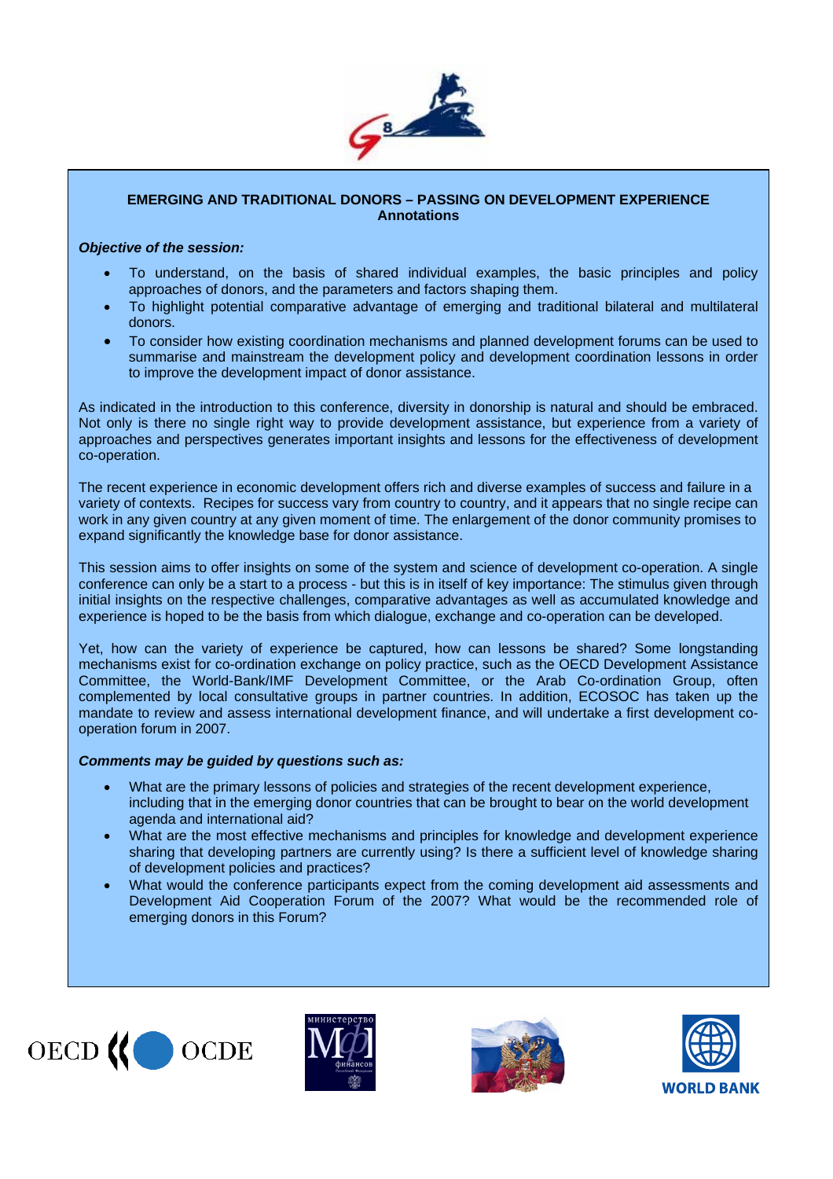**EMERGING AND TRADITIONAL DONORS – PASSING ON DEVELOPMENT EXPERIENCE**
**Annotations**

***Objective of the session:***

- To understand, on the basis of shared individual examples, the basic principles and policy approaches of donors, and the parameters and factors shaping them.
- To highlight potential comparative advantage of emerging and traditional bilateral and multilateral donors.
- To consider how existing coordination mechanisms and planned development forums can be used to summarise and mainstream the development policy and development coordination lessons in order to improve the development impact of donor assistance.

As indicated in the introduction to this conference, diversity in donorship is natural and should be embraced. Not only is there no single right way to provide development assistance, but experience from a variety of approaches and perspectives generates important insights and lessons for the effectiveness of development co-operation.

The recent experience in economic development offers rich and diverse examples of success and failure in a variety of contexts. Recipes for success vary from country to country, and it appears that no single recipe can work in any given country at any given moment of time. The enlargement of the donor community promises to expand significantly the knowledge base for donor assistance.

This session aims to offer insights on some of the system and science of development co-operation. A single conference can only be a start to a process - but this is in itself of key importance: The stimulus given through initial insights on the respective challenges, comparative advantages as well as accumulated knowledge and experience is hoped to be the basis from which dialogue, exchange and co-operation can be developed.

Yet, how can the variety of experience be captured, how can lessons be shared? Some longstanding mechanisms exist for co-ordination exchange on policy practice, such as the OECD Development Assistance Committee, the World-Bank/IMF Development Committee, or the Arab Co-ordination Group, often complemented by local consultative groups in partner countries. In addition, ECOSOC has taken up the mandate to review and assess international development finance, and will undertake a first development co-operation forum in 2007.

***Comments may be guided by questions such as:***

- What are the primary lessons of policies and strategies of the recent development experience, including that in the emerging donor countries that can be brought to bear on the world development agenda and international aid?
- What are the most effective mechanisms and principles for knowledge and development experience sharing that developing partners are currently using? Is there a sufficient level of knowledge sharing of development policies and practices?
- What would the conference participants expect from the coming development aid assessments and Development Aid Cooperation Forum of the 2007? What would be the recommended role of emerging donors in this Forum?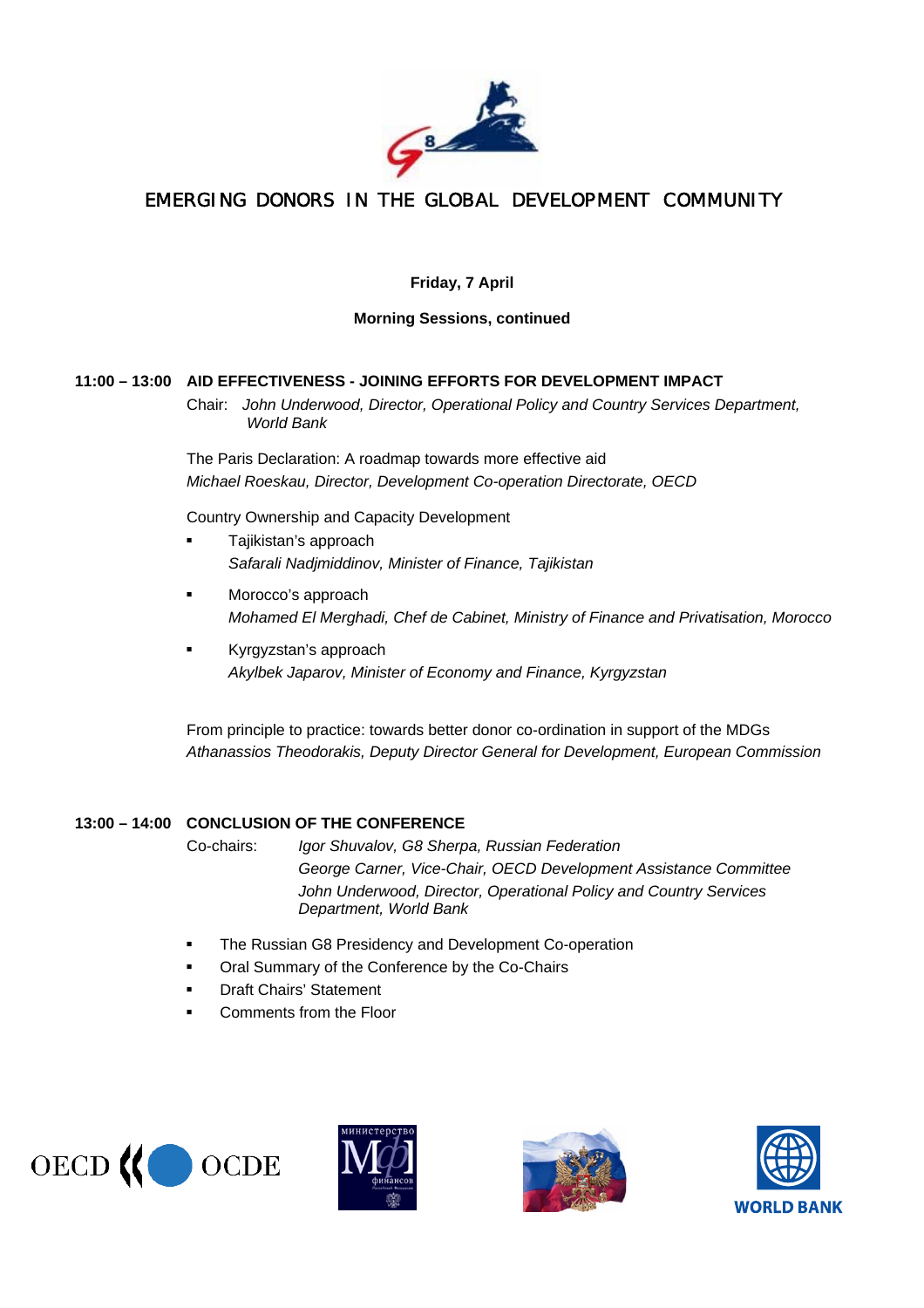# EMERGING DONORS IN THE GLOBAL DEVELOPMENT COMMUNITY

**Friday, 7 April**

**Morning Sessions, continued**

**11:00 – 13:00 AID EFFECTIVENESS - JOINING EFFORTS FOR DEVELOPMENT IMPACT**

Chair: *John Underwood, Director, Operational Policy and Country Services Department, World Bank*

The Paris Declaration: A roadmap towards more effective aid
*Michael Roeskau, Director, Development Co-operation Directorate, OECD*

Country Ownership and Capacity Development

- Tajikistan's approach
  *Safarali Nadjmiddinov, Minister of Finance, Tajikistan*
- Morocco's approach
  *Mohamed El Merghadi, Chef de Cabinet, Ministry of Finance and Privatisation, Morocco*
- Kyrgyzstan's approach
  *Akylbek Japarov, Minister of Economy and Finance, Kyrgyzstan*

From principle to practice: towards better donor co-ordination in support of the MDGs
*Athanassios Theodorakis, Deputy Director General for Development, European Commission*

**13:00 – 14:00 CONCLUSION OF THE CONFERENCE**

Co-chairs:
*Igor Shuvalov, G8 Sherpa, Russian Federation*
*George Carner, Vice-Chair, OECD Development Assistance Committee*
*John Underwood, Director, Operational Policy and Country Services Department, World Bank*

- The Russian G8 Presidency and Development Co-operation
- Oral Summary of the Conference by the Co-Chairs
- Draft Chairs' Statement
- Comments from the Floor

OECD OCDE

министерство финансов Российской Федерации

WORLD BANK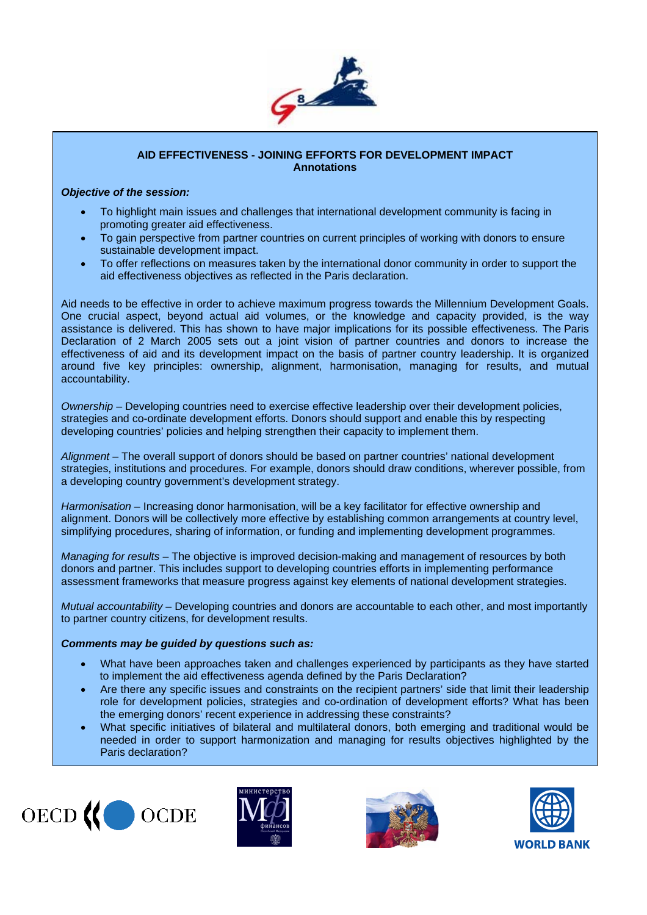**AID EFFECTIVENESS - JOINING EFFORTS FOR DEVELOPMENT IMPACT**
**Annotations**

***Objective of the session:***

- To highlight main issues and challenges that international development community is facing in promoting greater aid effectiveness.
- To gain perspective from partner countries on current principles of working with donors to ensure sustainable development impact.
- To offer reflections on measures taken by the international donor community in order to support the aid effectiveness objectives as reflected in the Paris declaration.

Aid needs to be effective in order to achieve maximum progress towards the Millennium Development Goals. One crucial aspect, beyond actual aid volumes, or the knowledge and capacity provided, is the way assistance is delivered. This has shown to have major implications for its possible effectiveness. The Paris Declaration of 2 March 2005 sets out a joint vision of partner countries and donors to increase the effectiveness of aid and its development impact on the basis of partner country leadership. It is organized around five key principles: ownership, alignment, harmonisation, managing for results, and mutual accountability.

*Ownership* – Developing countries need to exercise effective leadership over their development policies, strategies and co-ordinate development efforts. Donors should support and enable this by respecting developing countries' policies and helping strengthen their capacity to implement them.

*Alignment* – The overall support of donors should be based on partner countries' national development strategies, institutions and procedures. For example, donors should draw conditions, wherever possible, from a developing country government's development strategy.

*Harmonisation* – Increasing donor harmonisation, will be a key facilitator for effective ownership and alignment. Donors will be collectively more effective by establishing common arrangements at country level, simplifying procedures, sharing of information, or funding and implementing development programmes.

*Managing for results* – The objective is improved decision-making and management of resources by both donors and partner. This includes support to developing countries efforts in implementing performance assessment frameworks that measure progress against key elements of national development strategies.

*Mutual accountability* – Developing countries and donors are accountable to each other, and most importantly to partner country citizens, for development results.

***Comments may be guided by questions such as:***

- What have been approaches taken and challenges experienced by participants as they have started to implement the aid effectiveness agenda defined by the Paris Declaration?
- Are there any specific issues and constraints on the recipient partners' side that limit their leadership role for development policies, strategies and co-ordination of development efforts? What has been the emerging donors' recent experience in addressing these constraints?
- What specific initiatives of bilateral and multilateral donors, both emerging and traditional would be needed in order to support harmonization and managing for results objectives highlighted by the Paris declaration?

OECD OCDE

министерство финансов

WORLD BANK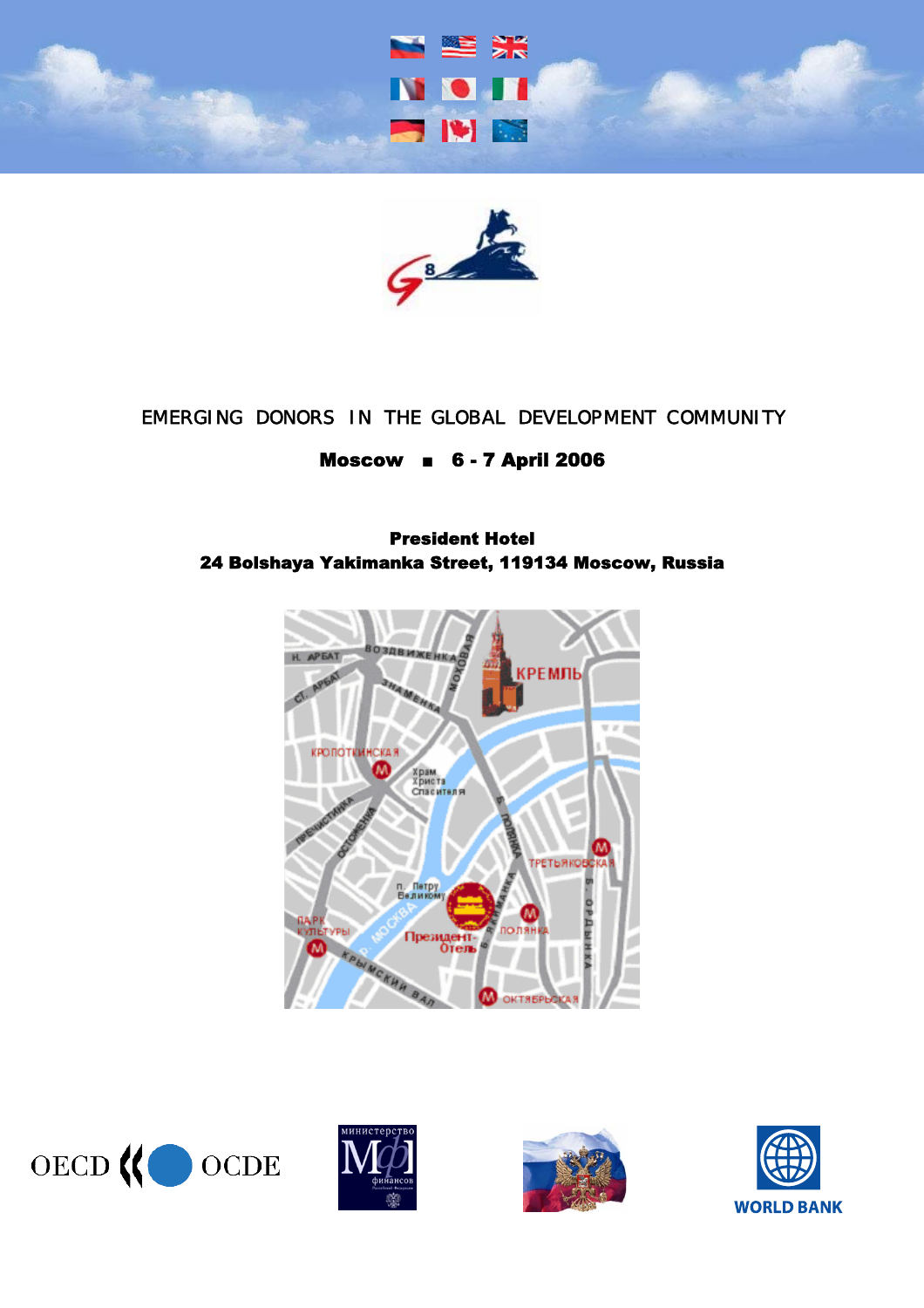EMERGING DONORS IN THE GLOBAL DEVELOPMENT COMMUNITY

**Moscow ■ 6 - 7 April 2006**

**President Hotel**
**24 Bolshaya Yakimanka Street, 119134 Moscow, Russia**